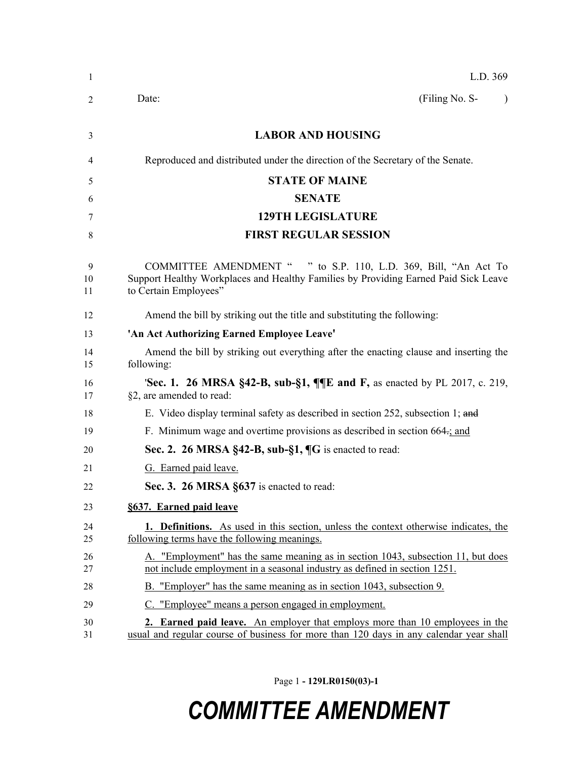L.D. 369

Date: (Filing No. S- )

# LABOR AND HOUSING

Reproduced and distributed under the direction of the Secretary of the Senate.

## STATE OF MAINE

## SENATE

## 129TH LEGISLATURE

## FIRST REGULAR SESSION

COMMITTEE AMENDMENT " " to S.P. 110, L.D. 369, Bill, "An Act To Support Healthy Workplaces and Healthy Families by Providing Earned Paid Sick Leave to Certain Employees"

Amend the bill by striking out the title and substituting the following:

**'An Act Authorizing Earned Employee Leave'**

Amend the bill by striking out everything after the enacting clause and inserting the following:

'**Sec. 1. 26 MRSA §42-B, sub-§1, ¶¶E and F,** as enacted by PL 2017, c. 219, §2, are amended to read:

E. Video display terminal safety as described in section 252, subsection 1; ~~and~~

F. Minimum wage and overtime provisions as described in section 664~~.~~; and

**Sec. 2. 26 MRSA §42-B, sub-§1, ¶G** is enacted to read:

G. Earned paid leave.

**Sec. 3. 26 MRSA §637** is enacted to read:

**§637. Earned paid leave**

**1. Definitions.** As used in this section, unless the context otherwise indicates, the following terms have the following meanings.

A. "Employment" has the same meaning as in section 1043, subsection 11, but does not include employment in a seasonal industry as defined in section 1251.

B. "Employer" has the same meaning as in section 1043, subsection 9.

C. "Employee" means a person engaged in employment.

**2. Earned paid leave.** An employer that employs more than 10 employees in the usual and regular course of business for more than 120 days in any calendar year shall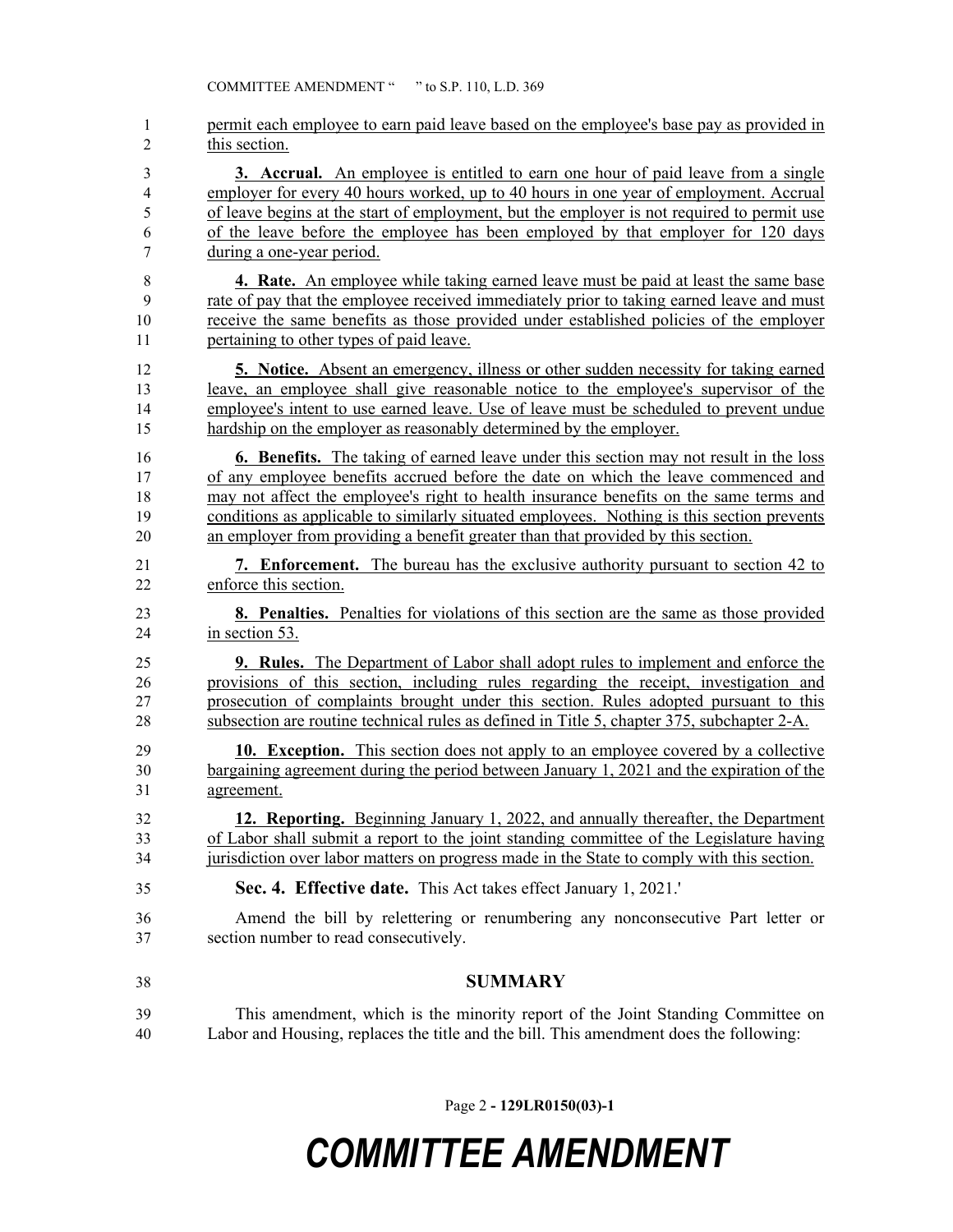permit each employee to earn paid leave based on the employee's base pay as provided in this section.

**3. Accrual.** An employee is entitled to earn one hour of paid leave from a single employer for every 40 hours worked, up to 40 hours in one year of employment. Accrual of leave begins at the start of employment, but the employer is not required to permit use of the leave before the employee has been employed by that employer for 120 days during a one-year period.

**4. Rate.** An employee while taking earned leave must be paid at least the same base rate of pay that the employee received immediately prior to taking earned leave and must receive the same benefits as those provided under established policies of the employer pertaining to other types of paid leave.

**5. Notice.** Absent an emergency, illness or other sudden necessity for taking earned leave, an employee shall give reasonable notice to the employee's supervisor of the employee's intent to use earned leave. Use of leave must be scheduled to prevent undue hardship on the employer as reasonably determined by the employer.

**6. Benefits.** The taking of earned leave under this section may not result in the loss of any employee benefits accrued before the date on which the leave commenced and may not affect the employee's right to health insurance benefits on the same terms and conditions as applicable to similarly situated employees. Nothing is this section prevents an employer from providing a benefit greater than that provided by this section.

**7. Enforcement.** The bureau has the exclusive authority pursuant to section 42 to enforce this section.

**8. Penalties.** Penalties for violations of this section are the same as those provided in section 53.

**9. Rules.** The Department of Labor shall adopt rules to implement and enforce the provisions of this section, including rules regarding the receipt, investigation and prosecution of complaints brought under this section. Rules adopted pursuant to this subsection are routine technical rules as defined in Title 5, chapter 375, subchapter 2-A.

**10. Exception.** This section does not apply to an employee covered by a collective bargaining agreement during the period between January 1, 2021 and the expiration of the agreement.

**12. Reporting.** Beginning January 1, 2022, and annually thereafter, the Department of Labor shall submit a report to the joint standing committee of the Legislature having jurisdiction over labor matters on progress made in the State to comply with this section.

**Sec. 4. Effective date.** This Act takes effect January 1, 2021.'

Amend the bill by relettering or renumbering any nonconsecutive Part letter or section number to read consecutively.

## SUMMARY

This amendment, which is the minority report of the Joint Standing Committee on Labor and Housing, replaces the title and the bill. This amendment does the following: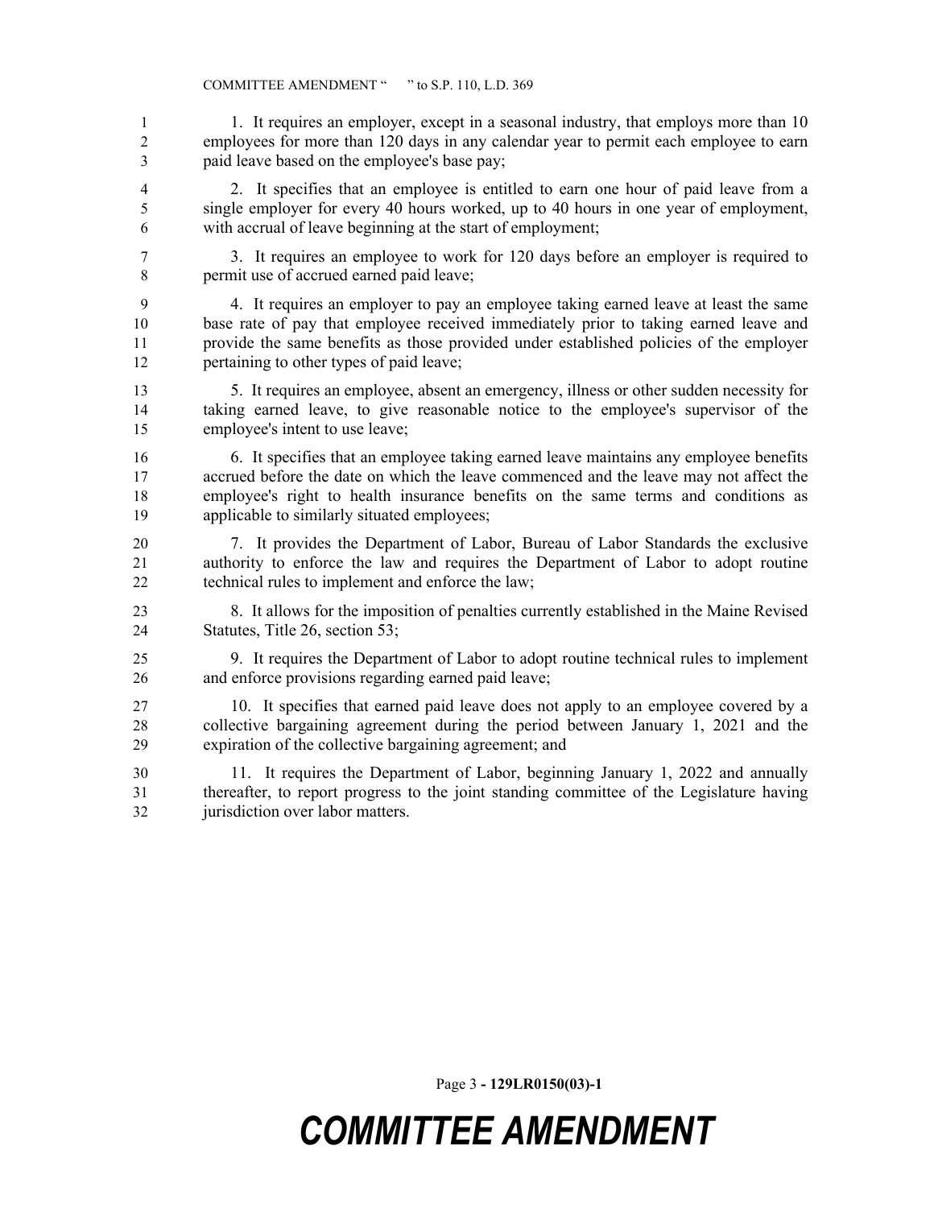1. It requires an employer, except in a seasonal industry, that employs more than 10 employees for more than 120 days in any calendar year to permit each employee to earn paid leave based on the employee's base pay;

2. It specifies that an employee is entitled to earn one hour of paid leave from a single employer for every 40 hours worked, up to 40 hours in one year of employment, with accrual of leave beginning at the start of employment;

3. It requires an employee to work for 120 days before an employer is required to permit use of accrued earned paid leave;

4. It requires an employer to pay an employee taking earned leave at least the same base rate of pay that employee received immediately prior to taking earned leave and provide the same benefits as those provided under established policies of the employer pertaining to other types of paid leave;

5. It requires an employee, absent an emergency, illness or other sudden necessity for taking earned leave, to give reasonable notice to the employee's supervisor of the employee's intent to use leave;

6. It specifies that an employee taking earned leave maintains any employee benefits accrued before the date on which the leave commenced and the leave may not affect the employee's right to health insurance benefits on the same terms and conditions as applicable to similarly situated employees;

7. It provides the Department of Labor, Bureau of Labor Standards the exclusive authority to enforce the law and requires the Department of Labor to adopt routine technical rules to implement and enforce the law;

8. It allows for the imposition of penalties currently established in the Maine Revised Statutes, Title 26, section 53;

9. It requires the Department of Labor to adopt routine technical rules to implement and enforce provisions regarding earned paid leave;

10. It specifies that earned paid leave does not apply to an employee covered by a collective bargaining agreement during the period between January 1, 2021 and the expiration of the collective bargaining agreement; and

11. It requires the Department of Labor, beginning January 1, 2022 and annually thereafter, to report progress to the joint standing committee of the Legislature having jurisdiction over labor matters.